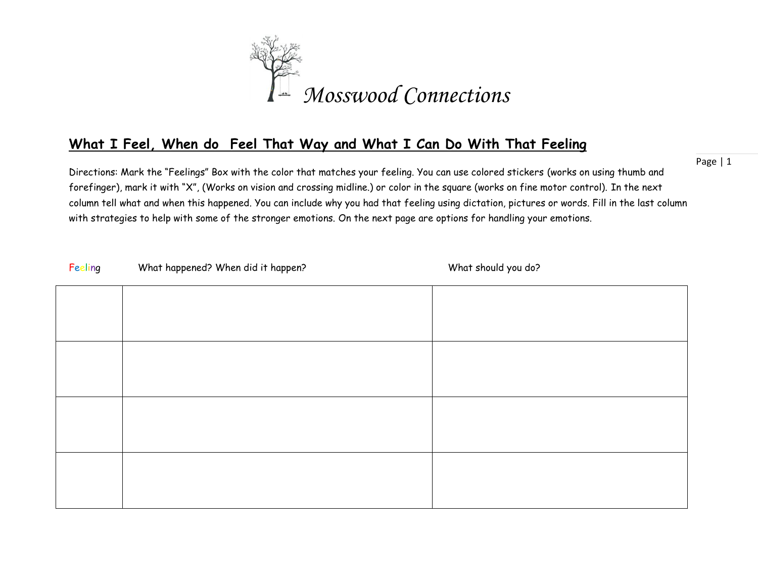Mosswood Connections

## What I Feel, When do Feel That Way and What I Can Do With That Feeling

Directions: Mark the "Feelings" Box with the color that matches your feeling. You can use colored stickers (works on using thumb and forefinger), mark it with "X", (Works on vision and crossing midline.) or color in the square (works on fine motor control). In the next column tell what and when this happened. You can include why you had that feeling using dictation, pictures or words. Fill in the last column with strategies to help with some of the stronger emotions. On the next page are options for handling your emotions.

| Feeling | What happened? When did it happen? | What should you do? |
| --- | --- | --- |
| | | |
| | | |
| | | |
| | | |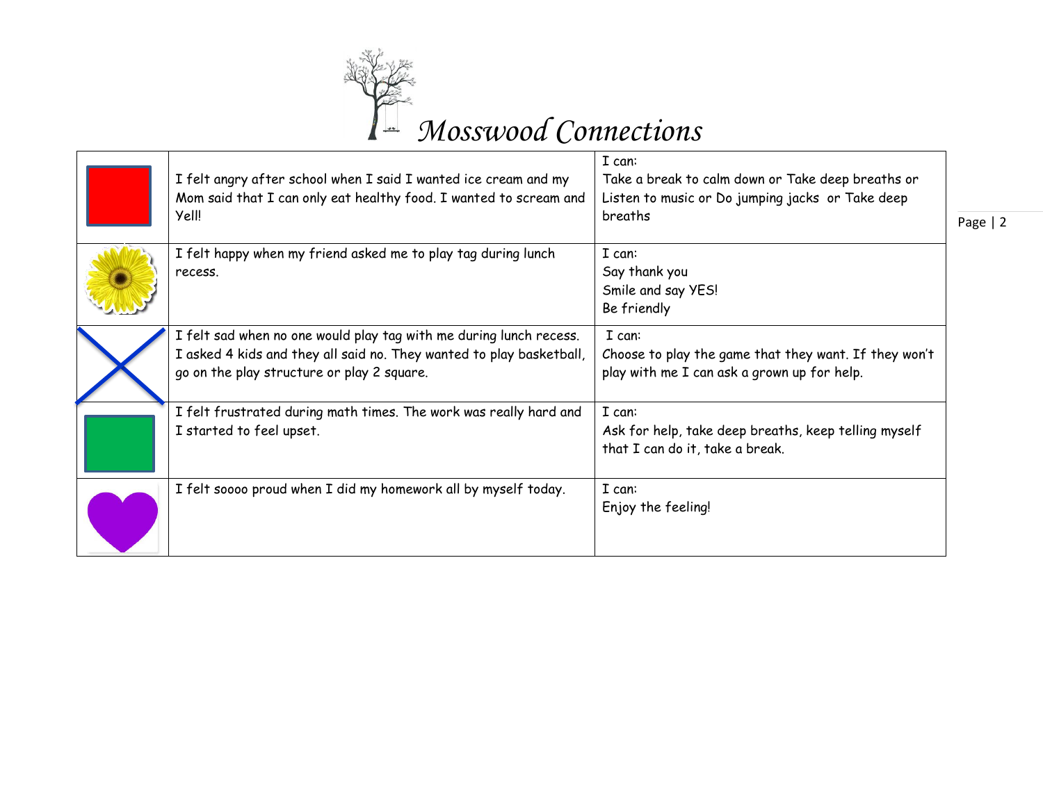# Mosswood Connections

| | | |
|---|---|---|
| | I felt angry after school when I said I wanted ice cream and my Mom said that I can only eat healthy food. I wanted to scream and Yell! | I can: Take a break to calm down or Take deep breaths or Listen to music or Do jumping jacks or Take deep breaths |
| | I felt happy when my friend asked me to play tag during lunch recess. | I can: Say thank you Smile and say YES! Be friendly |
| | I felt sad when no one would play tag with me during lunch recess. I asked 4 kids and they all said no. They wanted to play basketball, go on the play structure or play 2 square. | I can: Choose to play the game that they want. If they won't play with me I can ask a grown up for help. |
| | I felt frustrated during math times. The work was really hard and I started to feel upset. | I can: Ask for help, take deep breaths, keep telling myself that I can do it, take a break. |
| | I felt soooo proud when I did my homework all by myself today. | I can: Enjoy the feeling! |